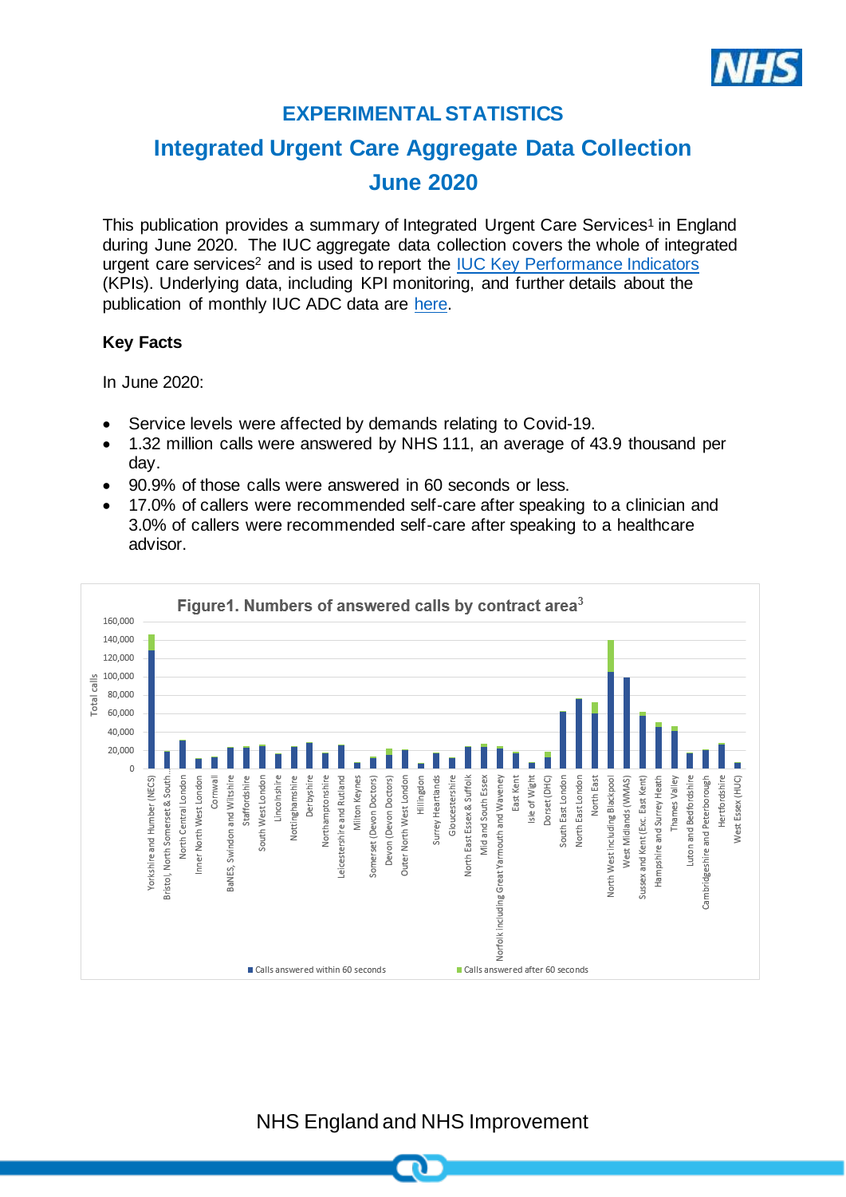# EXPERIMENTAL STATISTICS

## Integrated Urgent Care Aggregate Data Collection

## June 2020

This publication provides a summary of Integrated Urgent Care Services[1] in England during June 2020. The IUC aggregate data collection covers the whole of integrated urgent care services[2] and is used to report the IUC Key Performance Indicators (KPIs). Underlying data, including KPI monitoring, and further details about the publication of monthly IUC ADC data are here.

### Key Facts

In June 2020:

- Service levels were affected by demands relating to Covid-19.
- 1.32 million calls were answered by NHS 111, an average of 43.9 thousand per day.
- 90.9% of those calls were answered in 60 seconds or less.
- 17.0% of callers were recommended self-care after speaking to a clinician and 3.0% of callers were recommended self-care after speaking to a healthcare advisor.

Figure1. Numbers of answered calls by contract area[3]

Total calls (0 to 160,000), by contract area: Yorkshire and Humber (NECS), Bristol, North Somerset & South..., North Central London, Inner North West London, Cornwall, BaNES, Swindon and Wiltshire, Staffordshire, South West London, Lincolnshire, Nottinghamshire, Derbyshire, Northamptonshire, Leicestershire and Rutland, Milton Keynes, Somerset (Devon Doctors), Devon (Devon Doctors), Outer North West London, Hillingdon, Surrey Heartlands, Gloucestershire, North East Essex & Suffolk, Mid and South Essex, Norfolk including Great Yarmouth and Waveney, East Kent, Isle of Wight, Dorset (DHC), South East London, North East London, North East, North West including Blackpool, West Midlands (WMAS), Sussex and Kent (Exc. East Kent), Hampshire and Surrey Heath, Thames Valley, Luton and Bedfordshire, Cambridgeshire and Peterborough, Hertfordshire, West Essex (HUC)

Legend: Calls answered within 60 seconds; Calls answered after 60 seconds

NHS England and NHS Improvement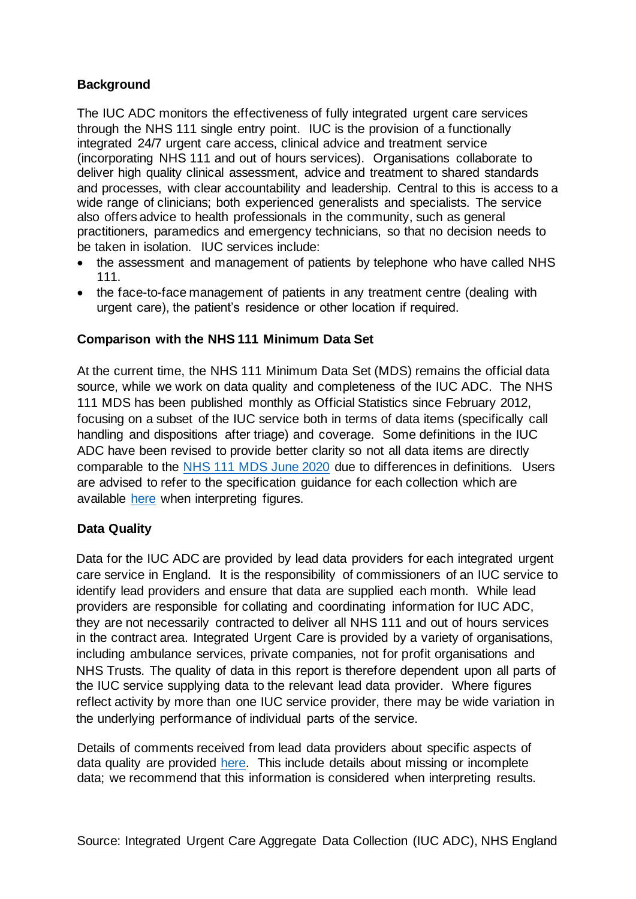**Background**

The IUC ADC monitors the effectiveness of fully integrated urgent care services through the NHS 111 single entry point. IUC is the provision of a functionally integrated 24/7 urgent care access, clinical advice and treatment service (incorporating NHS 111 and out of hours services). Organisations collaborate to deliver high quality clinical assessment, advice and treatment to shared standards and processes, with clear accountability and leadership. Central to this is access to a wide range of clinicians; both experienced generalists and specialists. The service also offers advice to health professionals in the community, such as general practitioners, paramedics and emergency technicians, so that no decision needs to be taken in isolation. IUC services include:

- the assessment and management of patients by telephone who have called NHS 111.
- the face-to-face management of patients in any treatment centre (dealing with urgent care), the patient's residence or other location if required.

**Comparison with the NHS 111 Minimum Data Set**

At the current time, the NHS 111 Minimum Data Set (MDS) remains the official data source, while we work on data quality and completeness of the IUC ADC. The NHS 111 MDS has been published monthly as Official Statistics since February 2012, focusing on a subset of the IUC service both in terms of data items (specifically call handling and dispositions after triage) and coverage. Some definitions in the IUC ADC have been revised to provide better clarity so not all data items are directly comparable to the NHS 111 MDS June 2020 due to differences in definitions. Users are advised to refer to the specification guidance for each collection which are available here when interpreting figures.

**Data Quality**

Data for the IUC ADC are provided by lead data providers for each integrated urgent care service in England. It is the responsibility of commissioners of an IUC service to identify lead providers and ensure that data are supplied each month. While lead providers are responsible for collating and coordinating information for IUC ADC, they are not necessarily contracted to deliver all NHS 111 and out of hours services in the contract area. Integrated Urgent Care is provided by a variety of organisations, including ambulance services, private companies, not for profit organisations and NHS Trusts. The quality of data in this report is therefore dependent upon all parts of the IUC service supplying data to the relevant lead data provider. Where figures reflect activity by more than one IUC service provider, there may be wide variation in the underlying performance of individual parts of the service.

Details of comments received from lead data providers about specific aspects of data quality are provided here. This include details about missing or incomplete data; we recommend that this information is considered when interpreting results.

Source: Integrated Urgent Care Aggregate Data Collection (IUC ADC), NHS England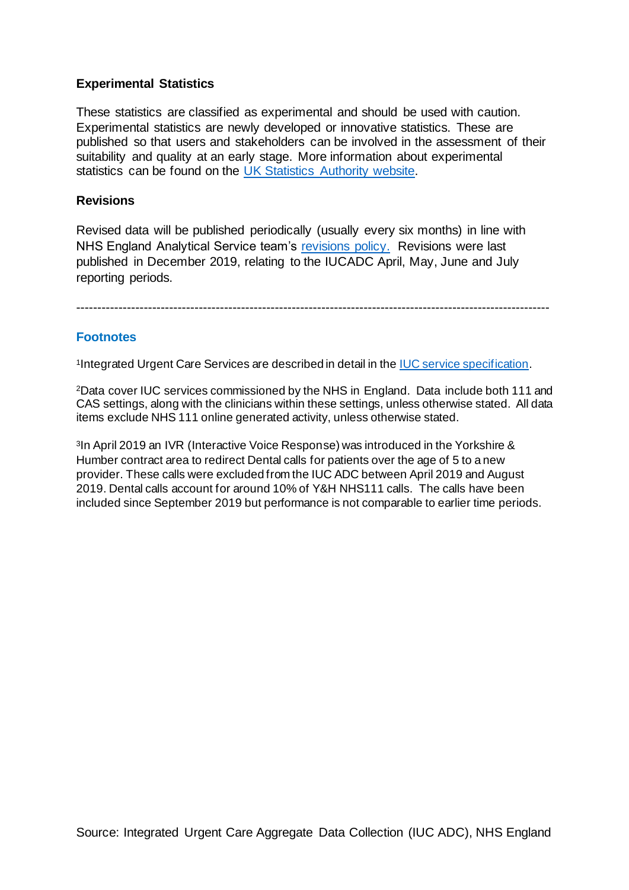**Experimental Statistics**

These statistics are classified as experimental and should be used with caution. Experimental statistics are newly developed or innovative statistics. These are published so that users and stakeholders can be involved in the assessment of their suitability and quality at an early stage. More information about experimental statistics can be found on the [UK Statistics Authority website](#).

**Revisions**

Revised data will be published periodically (usually every six months) in line with NHS England Analytical Service team's [revisions policy.](#) Revisions were last published in December 2019, relating to the IUCADC April, May, June and July reporting periods.

---

## Footnotes

[1]Integrated Urgent Care Services are described in detail in the [IUC service specification](#).

[2]Data cover IUC services commissioned by the NHS in England. Data include both 111 and CAS settings, along with the clinicians within these settings, unless otherwise stated. All data items exclude NHS 111 online generated activity, unless otherwise stated.

[3]In April 2019 an IVR (Interactive Voice Response) was introduced in the Yorkshire & Humber contract area to redirect Dental calls for patients over the age of 5 to a new provider. These calls were excluded from the IUC ADC between April 2019 and August 2019. Dental calls account for around 10% of Y&H NHS111 calls. The calls have been included since September 2019 but performance is not comparable to earlier time periods.

Source: Integrated Urgent Care Aggregate Data Collection (IUC ADC), NHS England